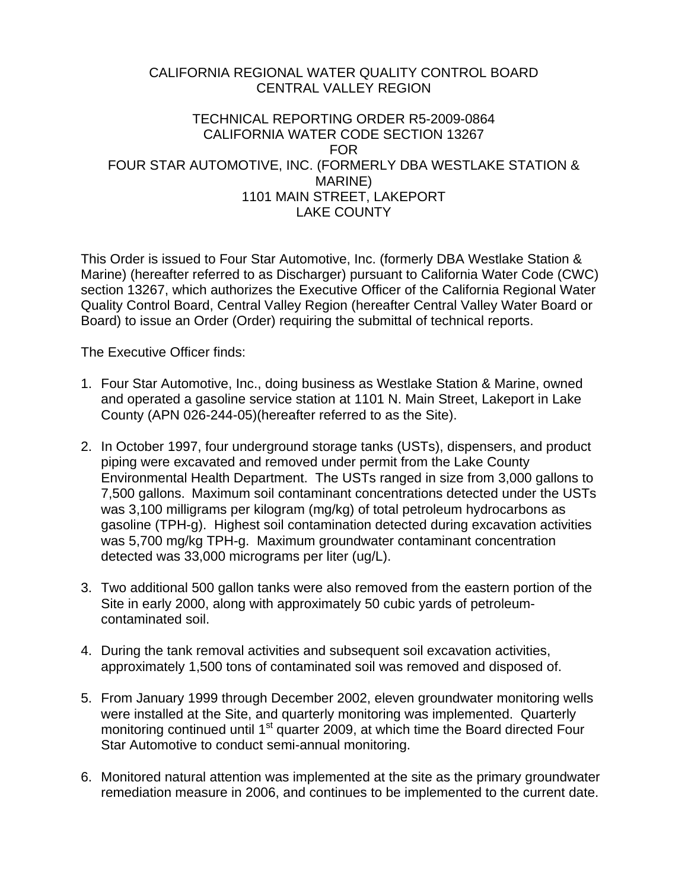CALIFORNIA REGIONAL WATER QUALITY CONTROL BOARD
CENTRAL VALLEY REGION

TECHNICAL REPORTING ORDER R5-2009-0864
CALIFORNIA WATER CODE SECTION 13267
FOR
FOUR STAR AUTOMOTIVE, INC. (FORMERLY DBA WESTLAKE STATION & MARINE)
1101 MAIN STREET, LAKEPORT
LAKE COUNTY

This Order is issued to Four Star Automotive, Inc. (formerly DBA Westlake Station & Marine) (hereafter referred to as Discharger) pursuant to California Water Code (CWC) section 13267, which authorizes the Executive Officer of the California Regional Water Quality Control Board, Central Valley Region (hereafter Central Valley Water Board or Board) to issue an Order (Order) requiring the submittal of technical reports.

The Executive Officer finds:

1. Four Star Automotive, Inc., doing business as Westlake Station & Marine, owned and operated a gasoline service station at 1101 N. Main Street, Lakeport in Lake County (APN 026-244-05)(hereafter referred to as the Site).

2. In October 1997, four underground storage tanks (USTs), dispensers, and product piping were excavated and removed under permit from the Lake County Environmental Health Department. The USTs ranged in size from 3,000 gallons to 7,500 gallons. Maximum soil contaminant concentrations detected under the USTs was 3,100 milligrams per kilogram (mg/kg) of total petroleum hydrocarbons as gasoline (TPH-g). Highest soil contamination detected during excavation activities was 5,700 mg/kg TPH-g. Maximum groundwater contaminant concentration detected was 33,000 micrograms per liter (ug/L).

3. Two additional 500 gallon tanks were also removed from the eastern portion of the Site in early 2000, along with approximately 50 cubic yards of petroleum-contaminated soil.

4. During the tank removal activities and subsequent soil excavation activities, approximately 1,500 tons of contaminated soil was removed and disposed of.

5. From January 1999 through December 2002, eleven groundwater monitoring wells were installed at the Site, and quarterly monitoring was implemented. Quarterly monitoring continued until 1st quarter 2009, at which time the Board directed Four Star Automotive to conduct semi-annual monitoring.

6. Monitored natural attention was implemented at the site as the primary groundwater remediation measure in 2006, and continues to be implemented to the current date.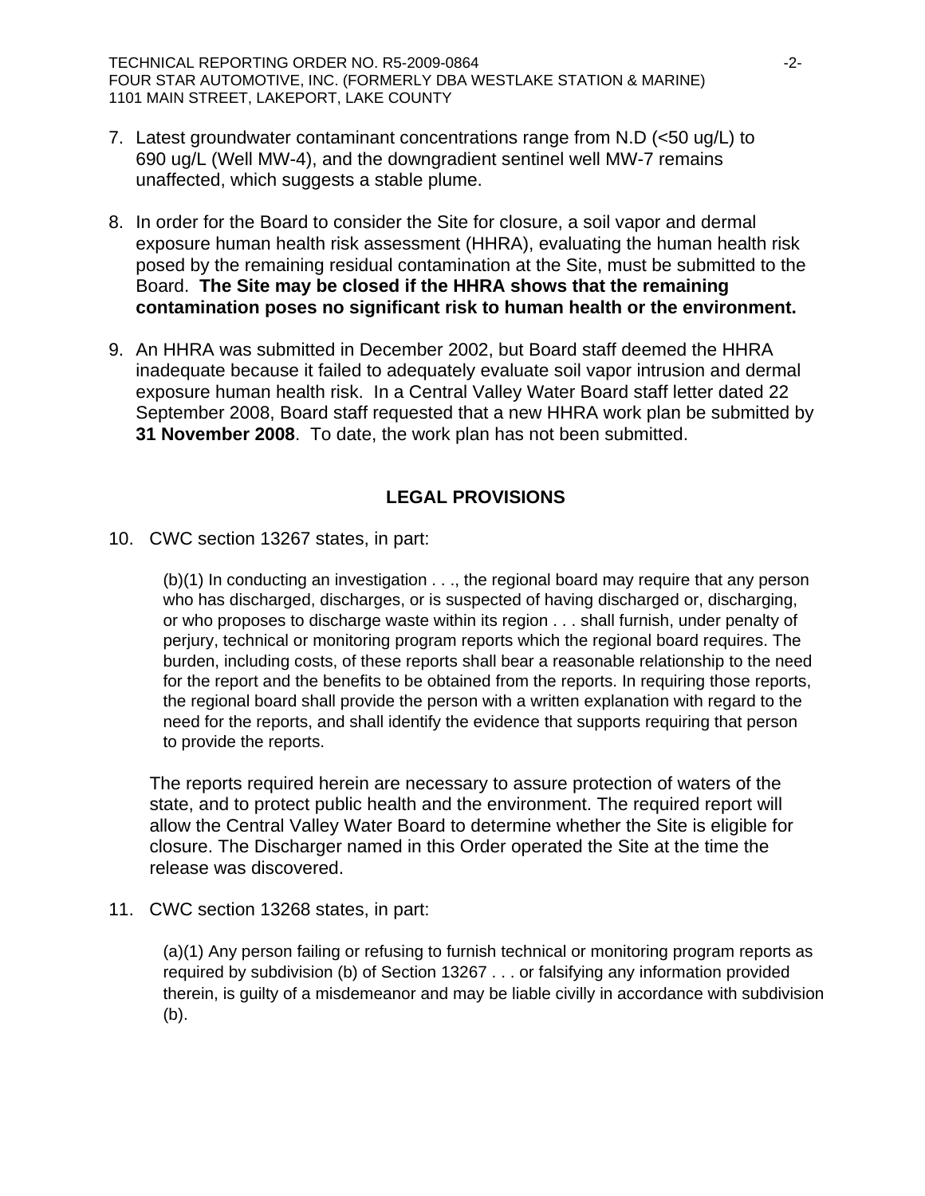7. Latest groundwater contaminant concentrations range from N.D (<50 ug/L) to 690 ug/L (Well MW-4), and the downgradient sentinel well MW-7 remains unaffected, which suggests a stable plume.

8. In order for the Board to consider the Site for closure, a soil vapor and dermal exposure human health risk assessment (HHRA), evaluating the human health risk posed by the remaining residual contamination at the Site, must be submitted to the Board. **The Site may be closed if the HHRA shows that the remaining contamination poses no significant risk to human health or the environment.**

9. An HHRA was submitted in December 2002, but Board staff deemed the HHRA inadequate because it failed to adequately evaluate soil vapor intrusion and dermal exposure human health risk. In a Central Valley Water Board staff letter dated 22 September 2008, Board staff requested that a new HHRA work plan be submitted by **31 November 2008**. To date, the work plan has not been submitted.

## LEGAL PROVISIONS

10. CWC section 13267 states, in part:

    > (b)(1) In conducting an investigation . . ., the regional board may require that any person who has discharged, discharges, or is suspected of having discharged or, discharging, or who proposes to discharge waste within its region . . . shall furnish, under penalty of perjury, technical or monitoring program reports which the regional board requires. The burden, including costs, of these reports shall bear a reasonable relationship to the need for the report and the benefits to be obtained from the reports. In requiring those reports, the regional board shall provide the person with a written explanation with regard to the need for the reports, and shall identify the evidence that supports requiring that person to provide the reports.

    The reports required herein are necessary to assure protection of waters of the state, and to protect public health and the environment. The required report will allow the Central Valley Water Board to determine whether the Site is eligible for closure. The Discharger named in this Order operated the Site at the time the release was discovered.

11. CWC section 13268 states, in part:

    > (a)(1) Any person failing or refusing to furnish technical or monitoring program reports as required by subdivision (b) of Section 13267 . . . or falsifying any information provided therein, is guilty of a misdemeanor and may be liable civilly in accordance with subdivision (b).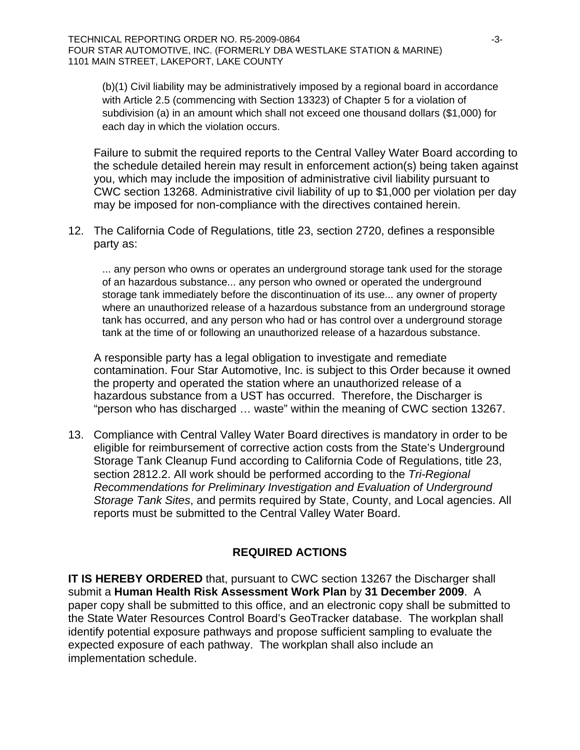> (b)(1) Civil liability may be administratively imposed by a regional board in accordance with Article 2.5 (commencing with Section 13323) of Chapter 5 for a violation of subdivision (a) in an amount which shall not exceed one thousand dollars ($1,000) for each day in which the violation occurs.

Failure to submit the required reports to the Central Valley Water Board according to the schedule detailed herein may result in enforcement action(s) being taken against you, which may include the imposition of administrative civil liability pursuant to CWC section 13268. Administrative civil liability of up to $1,000 per violation per day may be imposed for non-compliance with the directives contained herein.

12. The California Code of Regulations, title 23, section 2720, defines a responsible party as:

> ... any person who owns or operates an underground storage tank used for the storage of an hazardous substance... any person who owned or operated the underground storage tank immediately before the discontinuation of its use... any owner of property where an unauthorized release of a hazardous substance from an underground storage tank has occurred, and any person who had or has control over a underground storage tank at the time of or following an unauthorized release of a hazardous substance.

A responsible party has a legal obligation to investigate and remediate contamination. Four Star Automotive, Inc. is subject to this Order because it owned the property and operated the station where an unauthorized release of a hazardous substance from a UST has occurred. Therefore, the Discharger is "person who has discharged … waste" within the meaning of CWC section 13267.

13. Compliance with Central Valley Water Board directives is mandatory in order to be eligible for reimbursement of corrective action costs from the State's Underground Storage Tank Cleanup Fund according to California Code of Regulations, title 23, section 2812.2. All work should be performed according to the *Tri-Regional Recommendations for Preliminary Investigation and Evaluation of Underground Storage Tank Sites*, and permits required by State, County, and Local agencies. All reports must be submitted to the Central Valley Water Board.

## REQUIRED ACTIONS

**IT IS HEREBY ORDERED** that, pursuant to CWC section 13267 the Discharger shall submit a **Human Health Risk Assessment Work Plan** by **31 December 2009**. A paper copy shall be submitted to this office, and an electronic copy shall be submitted to the State Water Resources Control Board's GeoTracker database. The workplan shall identify potential exposure pathways and propose sufficient sampling to evaluate the expected exposure of each pathway. The workplan shall also include an implementation schedule.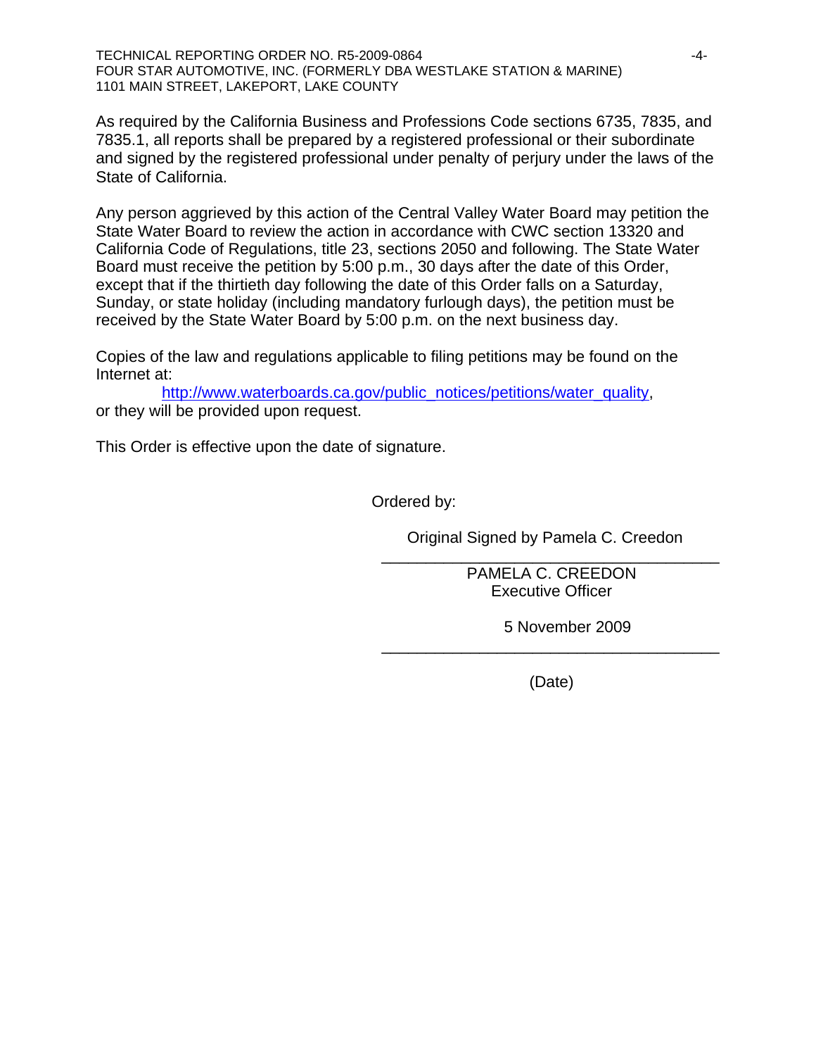As required by the California Business and Professions Code sections 6735, 7835, and 7835.1, all reports shall be prepared by a registered professional or their subordinate and signed by the registered professional under penalty of perjury under the laws of the State of California.

Any person aggrieved by this action of the Central Valley Water Board may petition the State Water Board to review the action in accordance with CWC section 13320 and California Code of Regulations, title 23, sections 2050 and following. The State Water Board must receive the petition by 5:00 p.m., 30 days after the date of this Order, except that if the thirtieth day following the date of this Order falls on a Saturday, Sunday, or state holiday (including mandatory furlough days), the petition must be received by the State Water Board by 5:00 p.m. on the next business day.

Copies of the law and regulations applicable to filing petitions may be found on the Internet at:

http://www.waterboards.ca.gov/public_notices/petitions/water_quality,

or they will be provided upon request.

This Order is effective upon the date of signature.

Ordered by:

Original Signed by Pamela C. Creedon

______________________________________

PAMELA C. CREEDON
Executive Officer

5 November 2009

______________________________________

(Date)